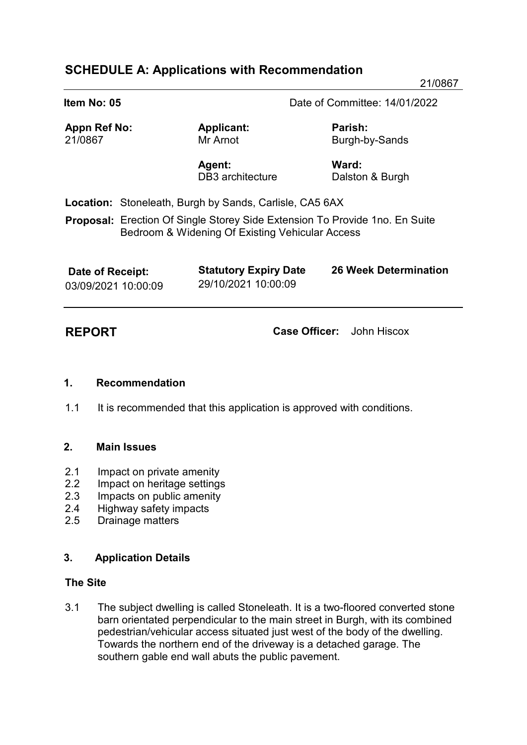# SCHEDULE A: Applications with Recommendation

21/0867

| | | |
|---|---|---|
| **Item No: 05** | | Date of Committee: 14/01/2022 |
| **Appn Ref No:** 21/0867 | **Applicant:** Mr Arnot | **Parish:** Burgh-by-Sands |
| | **Agent:** DB3 architecture | **Ward:** Dalston & Burgh |

**Location:** Stoneleath, Burgh by Sands, Carlisle, CA5 6AX

**Proposal:** Erection Of Single Storey Side Extension To Provide 1no. En Suite Bedroom & Widening Of Existing Vehicular Access

| **Date of Receipt:** | **Statutory Expiry Date** | **26 Week Determination** |
|---|---|---|
| 03/09/2021 10:00:09 | 29/10/2021 10:00:09 | |

## REPORT

**Case Officer:** John Hiscox

### 1. Recommendation

1.1 It is recommended that this application is approved with conditions.

### 2. Main Issues

2.1 Impact on private amenity
2.2 Impact on heritage settings
2.3 Impacts on public amenity
2.4 Highway safety impacts
2.5 Drainage matters

### 3. Application Details

**The Site**

3.1 The subject dwelling is called Stoneleath. It is a two-floored converted stone barn orientated perpendicular to the main street in Burgh, with its combined pedestrian/vehicular access situated just west of the body of the dwelling. Towards the northern end of the driveway is a detached garage. The southern gable end wall abuts the public pavement.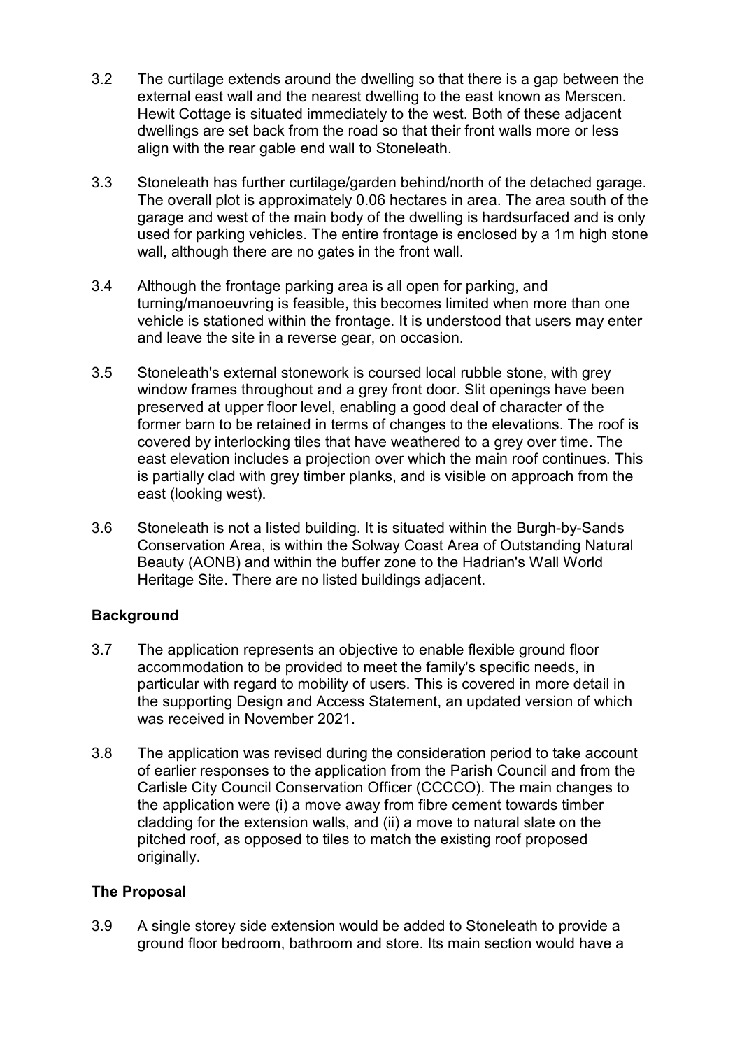3.2 The curtilage extends around the dwelling so that there is a gap between the external east wall and the nearest dwelling to the east known as Merscen. Hewit Cottage is situated immediately to the west. Both of these adjacent dwellings are set back from the road so that their front walls more or less align with the rear gable end wall to Stoneleath.

3.3 Stoneleath has further curtilage/garden behind/north of the detached garage. The overall plot is approximately 0.06 hectares in area. The area south of the garage and west of the main body of the dwelling is hardsurfaced and is only used for parking vehicles. The entire frontage is enclosed by a 1m high stone wall, although there are no gates in the front wall.

3.4 Although the frontage parking area is all open for parking, and turning/manoeuvring is feasible, this becomes limited when more than one vehicle is stationed within the frontage. It is understood that users may enter and leave the site in a reverse gear, on occasion.

3.5 Stoneleath's external stonework is coursed local rubble stone, with grey window frames throughout and a grey front door. Slit openings have been preserved at upper floor level, enabling a good deal of character of the former barn to be retained in terms of changes to the elevations. The roof is covered by interlocking tiles that have weathered to a grey over time. The east elevation includes a projection over which the main roof continues. This is partially clad with grey timber planks, and is visible on approach from the east (looking west).

3.6 Stoneleath is not a listed building. It is situated within the Burgh-by-Sands Conservation Area, is within the Solway Coast Area of Outstanding Natural Beauty (AONB) and within the buffer zone to the Hadrian's Wall World Heritage Site. There are no listed buildings adjacent.

## Background

3.7 The application represents an objective to enable flexible ground floor accommodation to be provided to meet the family's specific needs, in particular with regard to mobility of users. This is covered in more detail in the supporting Design and Access Statement, an updated version of which was received in November 2021.

3.8 The application was revised during the consideration period to take account of earlier responses to the application from the Parish Council and from the Carlisle City Council Conservation Officer (CCCCO). The main changes to the application were (i) a move away from fibre cement towards timber cladding for the extension walls, and (ii) a move to natural slate on the pitched roof, as opposed to tiles to match the existing roof proposed originally.

## The Proposal

3.9 A single storey side extension would be added to Stoneleath to provide a ground floor bedroom, bathroom and store. Its main section would have a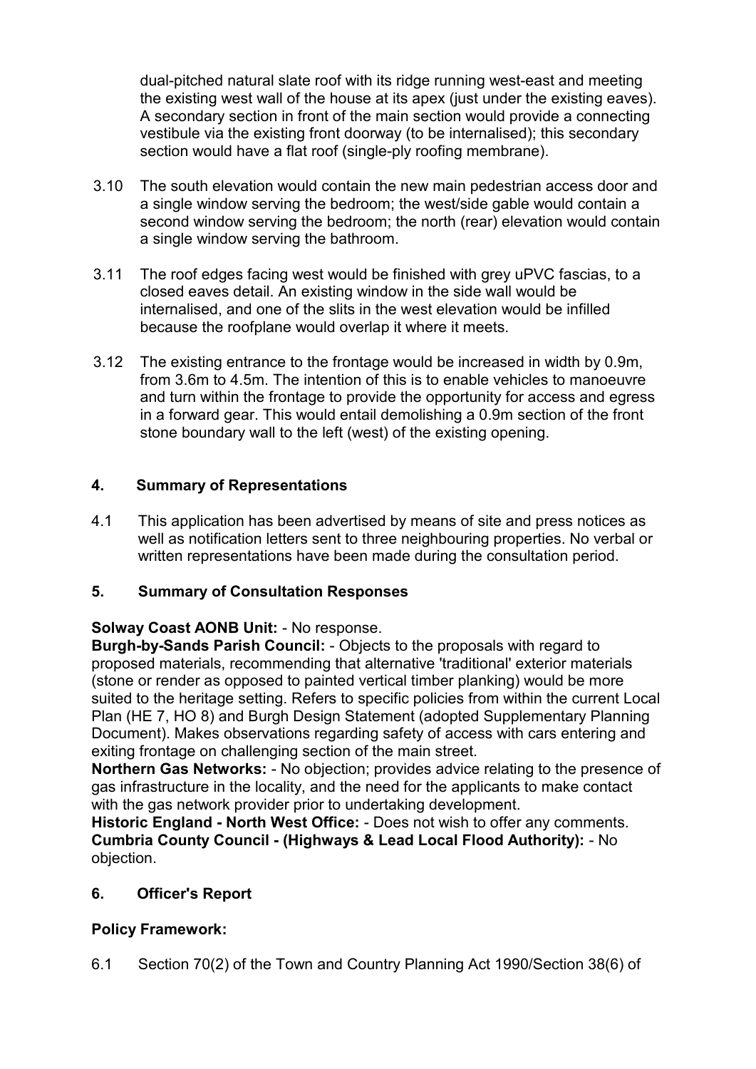dual-pitched natural slate roof with its ridge running west-east and meeting the existing west wall of the house at its apex (just under the existing eaves). A secondary section in front of the main section would provide a connecting vestibule via the existing front doorway (to be internalised); this secondary section would have a flat roof (single-ply roofing membrane).

3.10 The south elevation would contain the new main pedestrian access door and a single window serving the bedroom; the west/side gable would contain a second window serving the bedroom; the north (rear) elevation would contain a single window serving the bathroom.

3.11 The roof edges facing west would be finished with grey uPVC fascias, to a closed eaves detail. An existing window in the side wall would be internalised, and one of the slits in the west elevation would be infilled because the roofplane would overlap it where it meets.

3.12 The existing entrance to the frontage would be increased in width by 0.9m, from 3.6m to 4.5m. The intention of this is to enable vehicles to manoeuvre and turn within the frontage to provide the opportunity for access and egress in a forward gear. This would entail demolishing a 0.9m section of the front stone boundary wall to the left (west) of the existing opening.

## 4. Summary of Representations

4.1 This application has been advertised by means of site and press notices as well as notification letters sent to three neighbouring properties. No verbal or written representations have been made during the consultation period.

## 5. Summary of Consultation Responses

**Solway Coast AONB Unit:** - No response.
**Burgh-by-Sands Parish Council:** - Objects to the proposals with regard to proposed materials, recommending that alternative 'traditional' exterior materials (stone or render as opposed to painted vertical timber planking) would be more suited to the heritage setting. Refers to specific policies from within the current Local Plan (HE 7, HO 8) and Burgh Design Statement (adopted Supplementary Planning Document). Makes observations regarding safety of access with cars entering and exiting frontage on challenging section of the main street.
**Northern Gas Networks:** - No objection; provides advice relating to the presence of gas infrastructure in the locality, and the need for the applicants to make contact with the gas network provider prior to undertaking development.
**Historic England - North West Office:** - Does not wish to offer any comments.
**Cumbria County Council - (Highways & Lead Local Flood Authority):** - No objection.

## 6. Officer's Report

**Policy Framework:**

6.1 Section 70(2) of the Town and Country Planning Act 1990/Section 38(6) of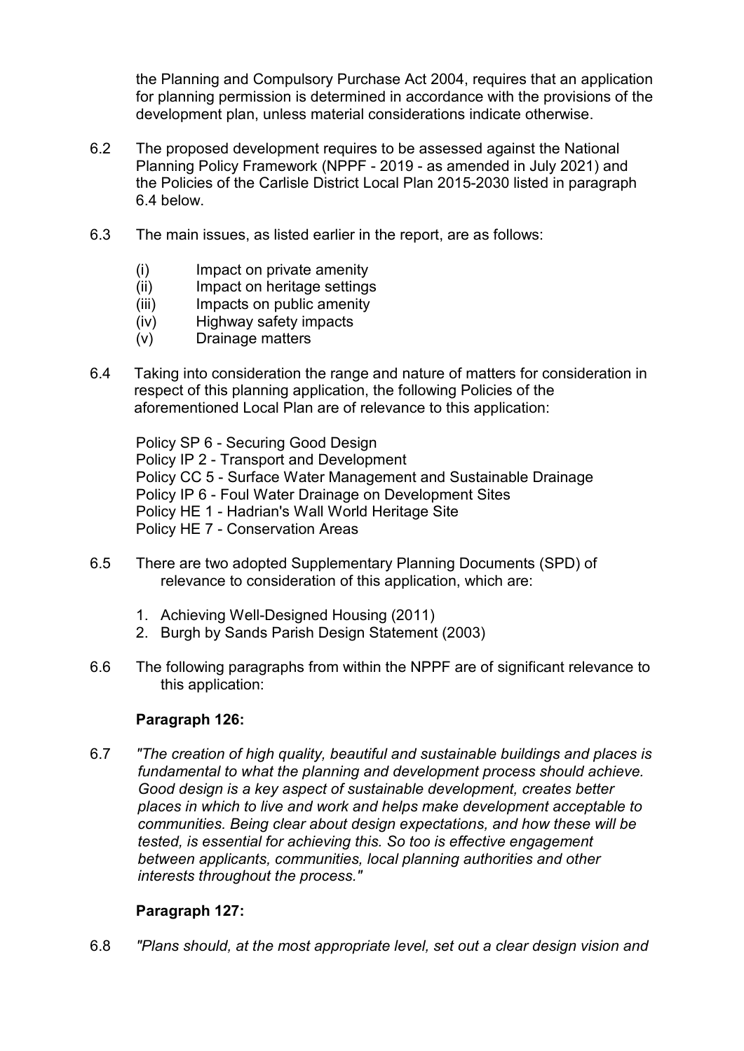the Planning and Compulsory Purchase Act 2004, requires that an application for planning permission is determined in accordance with the provisions of the development plan, unless material considerations indicate otherwise.

6.2 The proposed development requires to be assessed against the National Planning Policy Framework (NPPF - 2019 - as amended in July 2021) and the Policies of the Carlisle District Local Plan 2015-2030 listed in paragraph 6.4 below.

6.3 The main issues, as listed earlier in the report, are as follows:

(i) Impact on private amenity
(ii) Impact on heritage settings
(iii) Impacts on public amenity
(iv) Highway safety impacts
(v) Drainage matters

6.4 Taking into consideration the range and nature of matters for consideration in respect of this planning application, the following Policies of the aforementioned Local Plan are of relevance to this application:

Policy SP 6 - Securing Good Design
Policy IP 2 - Transport and Development
Policy CC 5 - Surface Water Management and Sustainable Drainage
Policy IP 6 - Foul Water Drainage on Development Sites
Policy HE 1 - Hadrian's Wall World Heritage Site
Policy HE 7 - Conservation Areas

6.5 There are two adopted Supplementary Planning Documents (SPD) of relevance to consideration of this application, which are:

1. Achieving Well-Designed Housing (2011)
2. Burgh by Sands Parish Design Statement (2003)

6.6 The following paragraphs from within the NPPF are of significant relevance to this application:

**Paragraph 126:**

6.7 *"The creation of high quality, beautiful and sustainable buildings and places is fundamental to what the planning and development process should achieve. Good design is a key aspect of sustainable development, creates better places in which to live and work and helps make development acceptable to communities. Being clear about design expectations, and how these will be tested, is essential for achieving this. So too is effective engagement between applicants, communities, local planning authorities and other interests throughout the process."*

**Paragraph 127:**

6.8 *"Plans should, at the most appropriate level, set out a clear design vision and*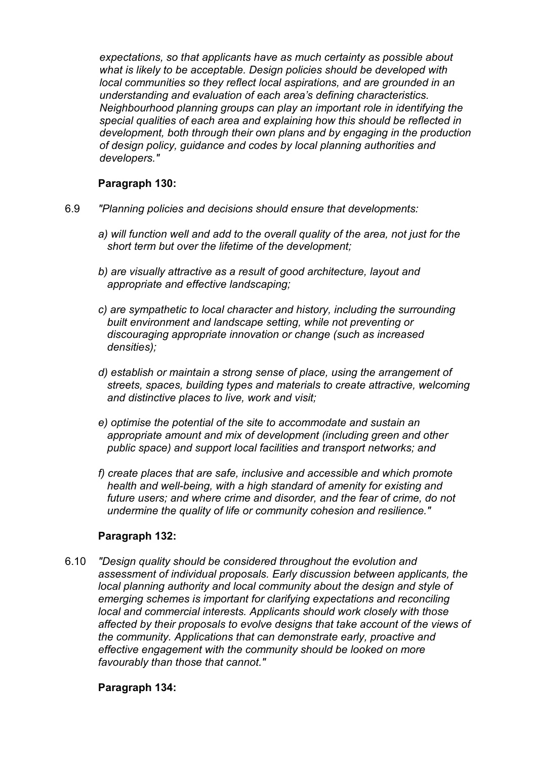*expectations, so that applicants have as much certainty as possible about what is likely to be acceptable. Design policies should be developed with local communities so they reflect local aspirations, and are grounded in an understanding and evaluation of each area's defining characteristics. Neighbourhood planning groups can play an important role in identifying the special qualities of each area and explaining how this should be reflected in development, both through their own plans and by engaging in the production of design policy, guidance and codes by local planning authorities and developers."*

**Paragraph 130:**

6.9 *"Planning policies and decisions should ensure that developments:*

*a) will function well and add to the overall quality of the area, not just for the short term but over the lifetime of the development;*

*b) are visually attractive as a result of good architecture, layout and appropriate and effective landscaping;*

*c) are sympathetic to local character and history, including the surrounding built environment and landscape setting, while not preventing or discouraging appropriate innovation or change (such as increased densities);*

*d) establish or maintain a strong sense of place, using the arrangement of streets, spaces, building types and materials to create attractive, welcoming and distinctive places to live, work and visit;*

*e) optimise the potential of the site to accommodate and sustain an appropriate amount and mix of development (including green and other public space) and support local facilities and transport networks; and*

*f) create places that are safe, inclusive and accessible and which promote health and well-being, with a high standard of amenity for existing and future users; and where crime and disorder, and the fear of crime, do not undermine the quality of life or community cohesion and resilience."*

**Paragraph 132:**

6.10 *"Design quality should be considered throughout the evolution and assessment of individual proposals. Early discussion between applicants, the local planning authority and local community about the design and style of emerging schemes is important for clarifying expectations and reconciling local and commercial interests. Applicants should work closely with those affected by their proposals to evolve designs that take account of the views of the community. Applications that can demonstrate early, proactive and effective engagement with the community should be looked on more favourably than those that cannot."*

**Paragraph 134:**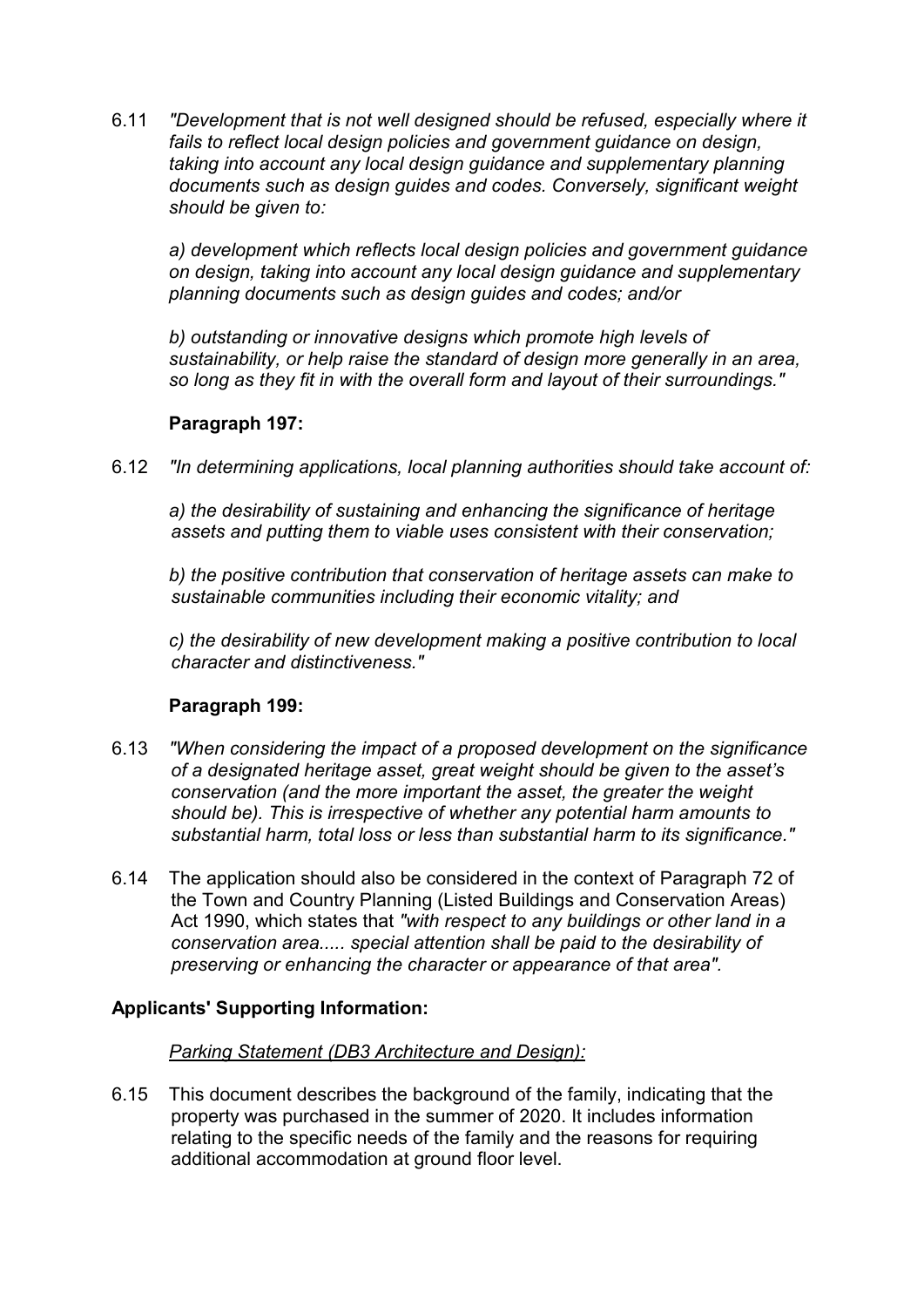6.11 *"Development that is not well designed should be refused, especially where it fails to reflect local design policies and government guidance on design, taking into account any local design guidance and supplementary planning documents such as design guides and codes. Conversely, significant weight should be given to:*

*a) development which reflects local design policies and government guidance on design, taking into account any local design guidance and supplementary planning documents such as design guides and codes; and/or*

*b) outstanding or innovative designs which promote high levels of sustainability, or help raise the standard of design more generally in an area, so long as they fit in with the overall form and layout of their surroundings."*

**Paragraph 197:**

6.12 *"In determining applications, local planning authorities should take account of:*

*a) the desirability of sustaining and enhancing the significance of heritage assets and putting them to viable uses consistent with their conservation;*

*b) the positive contribution that conservation of heritage assets can make to sustainable communities including their economic vitality; and*

*c) the desirability of new development making a positive contribution to local character and distinctiveness."*

**Paragraph 199:**

6.13 *"When considering the impact of a proposed development on the significance of a designated heritage asset, great weight should be given to the asset's conservation (and the more important the asset, the greater the weight should be). This is irrespective of whether any potential harm amounts to substantial harm, total loss or less than substantial harm to its significance."*

6.14 The application should also be considered in the context of Paragraph 72 of the Town and Country Planning (Listed Buildings and Conservation Areas) Act 1990, which states that *"with respect to any buildings or other land in a conservation area..... special attention shall be paid to the desirability of preserving or enhancing the character or appearance of that area".*

**Applicants' Supporting Information:**

*Parking Statement (DB3 Architecture and Design):*

6.15 This document describes the background of the family, indicating that the property was purchased in the summer of 2020. It includes information relating to the specific needs of the family and the reasons for requiring additional accommodation at ground floor level.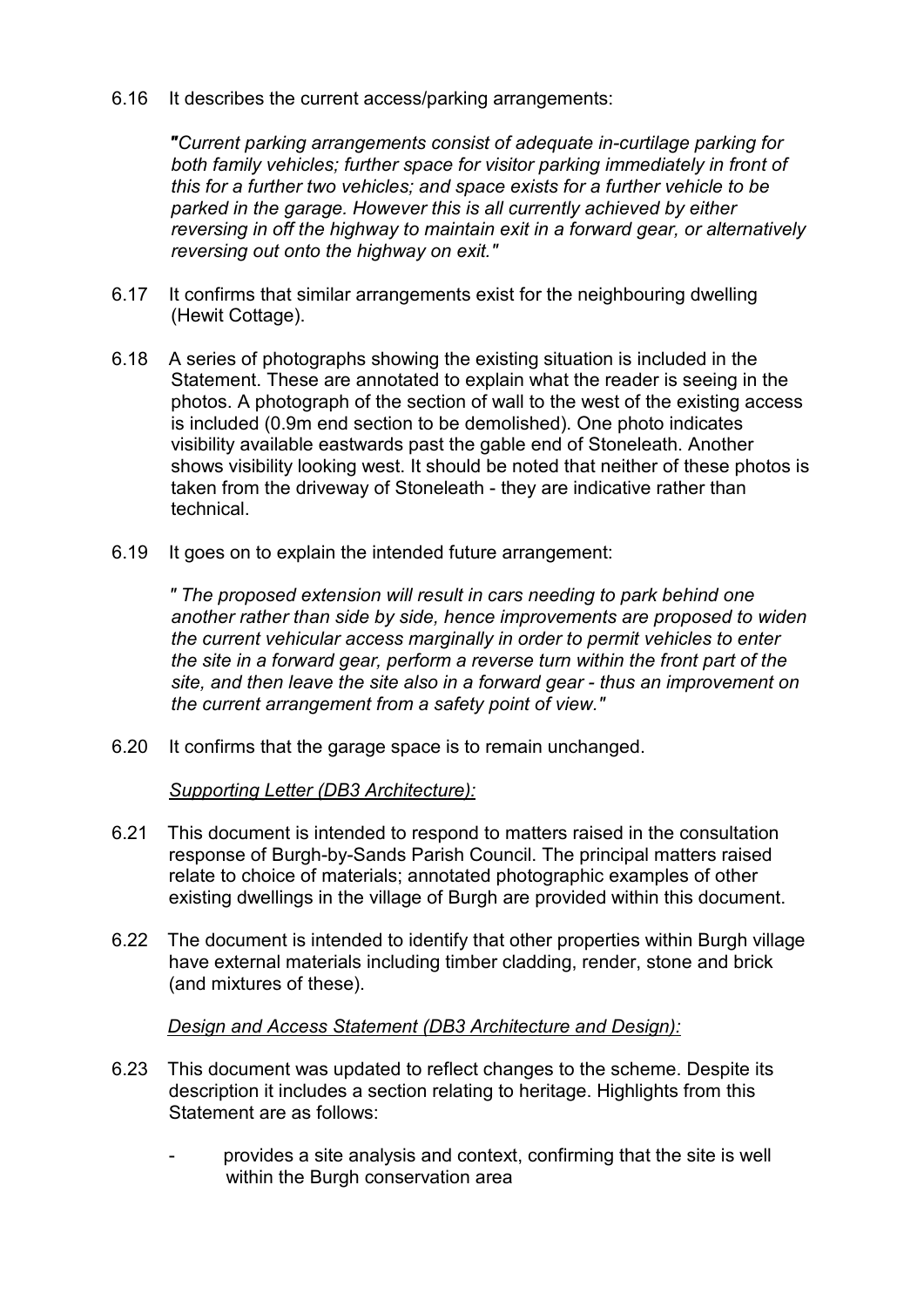6.16 It describes the current access/parking arrangements:

> *"Current parking arrangements consist of adequate in-curtilage parking for both family vehicles; further space for visitor parking immediately in front of this for a further two vehicles; and space exists for a further vehicle to be parked in the garage. However this is all currently achieved by either reversing in off the highway to maintain exit in a forward gear, or alternatively reversing out onto the highway on exit."*

6.17 It confirms that similar arrangements exist for the neighbouring dwelling (Hewit Cottage).

6.18 A series of photographs showing the existing situation is included in the Statement. These are annotated to explain what the reader is seeing in the photos. A photograph of the section of wall to the west of the existing access is included (0.9m end section to be demolished). One photo indicates visibility available eastwards past the gable end of Stoneleath. Another shows visibility looking west. It should be noted that neither of these photos is taken from the driveway of Stoneleath - they are indicative rather than technical.

6.19 It goes on to explain the intended future arrangement:

> *" The proposed extension will result in cars needing to park behind one another rather than side by side, hence improvements are proposed to widen the current vehicular access marginally in order to permit vehicles to enter the site in a forward gear, perform a reverse turn within the front part of the site, and then leave the site also in a forward gear - thus an improvement on the current arrangement from a safety point of view."*

6.20 It confirms that the garage space is to remain unchanged.

*Supporting Letter (DB3 Architecture):*

6.21 This document is intended to respond to matters raised in the consultation response of Burgh-by-Sands Parish Council. The principal matters raised relate to choice of materials; annotated photographic examples of other existing dwellings in the village of Burgh are provided within this document.

6.22 The document is intended to identify that other properties within Burgh village have external materials including timber cladding, render, stone and brick (and mixtures of these).

*Design and Access Statement (DB3 Architecture and Design):*

6.23 This document was updated to reflect changes to the scheme. Despite its description it includes a section relating to heritage. Highlights from this Statement are as follows:

- provides a site analysis and context, confirming that the site is well within the Burgh conservation area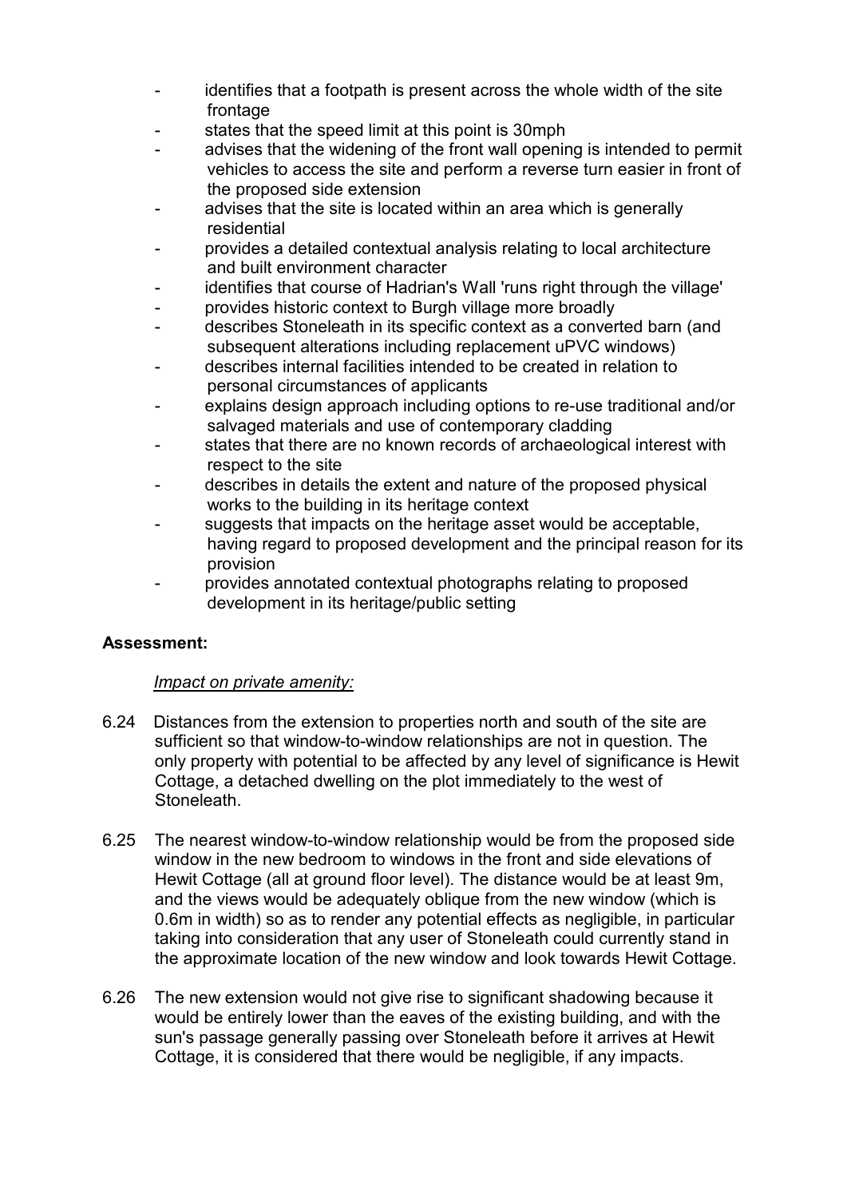- identifies that a footpath is present across the whole width of the site frontage
- states that the speed limit at this point is 30mph
- advises that the widening of the front wall opening is intended to permit vehicles to access the site and perform a reverse turn easier in front of the proposed side extension
- advises that the site is located within an area which is generally residential
- provides a detailed contextual analysis relating to local architecture and built environment character
- identifies that course of Hadrian's Wall 'runs right through the village'
- provides historic context to Burgh village more broadly
- describes Stoneleath in its specific context as a converted barn (and subsequent alterations including replacement uPVC windows)
- describes internal facilities intended to be created in relation to personal circumstances of applicants
- explains design approach including options to re-use traditional and/or salvaged materials and use of contemporary cladding
- states that there are no known records of archaeological interest with respect to the site
- describes in details the extent and nature of the proposed physical works to the building in its heritage context
- suggests that impacts on the heritage asset would be acceptable, having regard to proposed development and the principal reason for its provision
- provides annotated contextual photographs relating to proposed development in its heritage/public setting

**Assessment:**

*Impact on private amenity:*

6.24 Distances from the extension to properties north and south of the site are sufficient so that window-to-window relationships are not in question. The only property with potential to be affected by any level of significance is Hewit Cottage, a detached dwelling on the plot immediately to the west of Stoneleath.

6.25 The nearest window-to-window relationship would be from the proposed side window in the new bedroom to windows in the front and side elevations of Hewit Cottage (all at ground floor level). The distance would be at least 9m, and the views would be adequately oblique from the new window (which is 0.6m in width) so as to render any potential effects as negligible, in particular taking into consideration that any user of Stoneleath could currently stand in the approximate location of the new window and look towards Hewit Cottage.

6.26 The new extension would not give rise to significant shadowing because it would be entirely lower than the eaves of the existing building, and with the sun's passage generally passing over Stoneleath before it arrives at Hewit Cottage, it is considered that there would be negligible, if any impacts.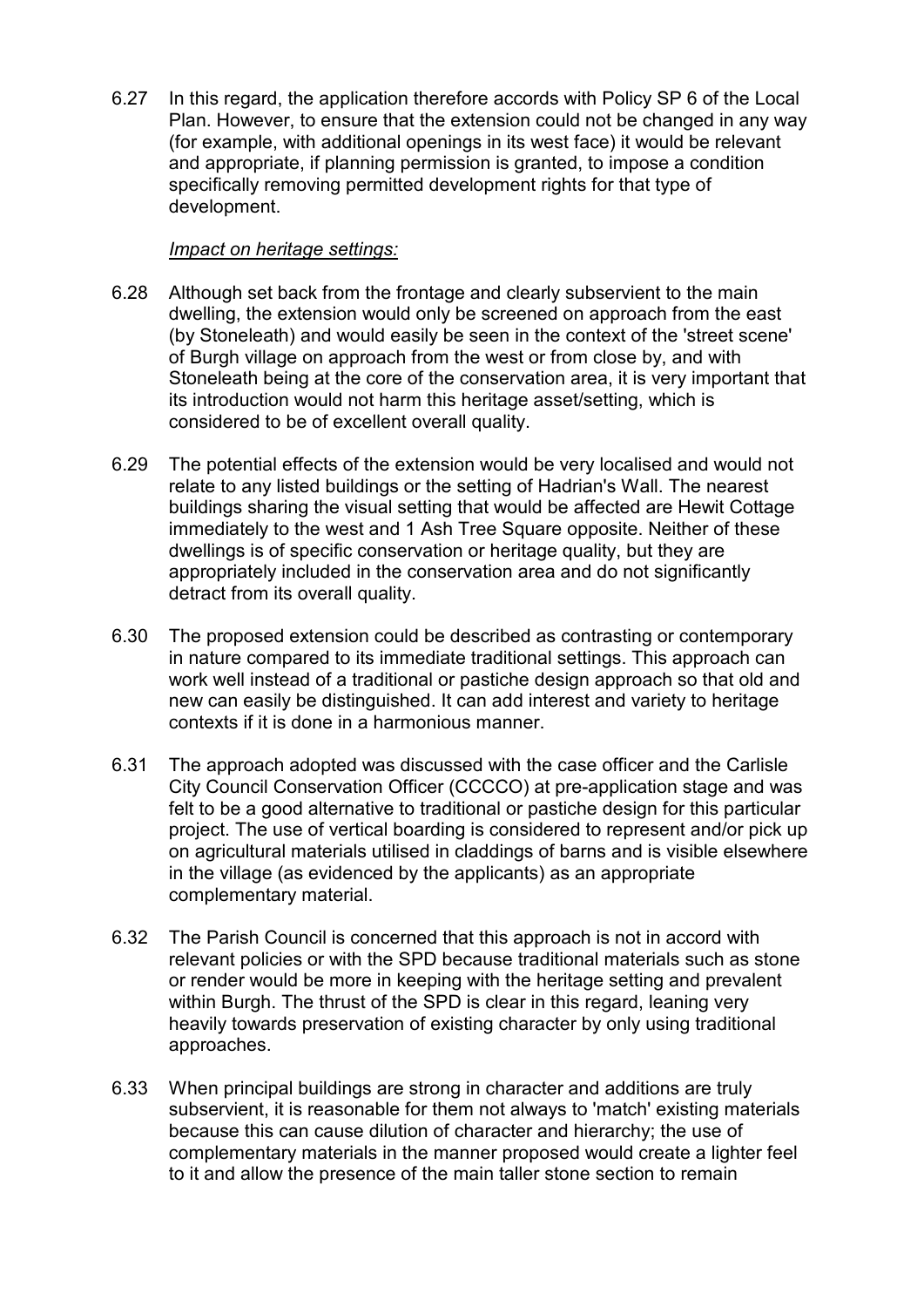6.27 In this regard, the application therefore accords with Policy SP 6 of the Local Plan. However, to ensure that the extension could not be changed in any way (for example, with additional openings in its west face) it would be relevant and appropriate, if planning permission is granted, to impose a condition specifically removing permitted development rights for that type of development.

*Impact on heritage settings:*

6.28 Although set back from the frontage and clearly subservient to the main dwelling, the extension would only be screened on approach from the east (by Stoneleath) and would easily be seen in the context of the 'street scene' of Burgh village on approach from the west or from close by, and with Stoneleath being at the core of the conservation area, it is very important that its introduction would not harm this heritage asset/setting, which is considered to be of excellent overall quality.

6.29 The potential effects of the extension would be very localised and would not relate to any listed buildings or the setting of Hadrian's Wall. The nearest buildings sharing the visual setting that would be affected are Hewit Cottage immediately to the west and 1 Ash Tree Square opposite. Neither of these dwellings is of specific conservation or heritage quality, but they are appropriately included in the conservation area and do not significantly detract from its overall quality.

6.30 The proposed extension could be described as contrasting or contemporary in nature compared to its immediate traditional settings. This approach can work well instead of a traditional or pastiche design approach so that old and new can easily be distinguished. It can add interest and variety to heritage contexts if it is done in a harmonious manner.

6.31 The approach adopted was discussed with the case officer and the Carlisle City Council Conservation Officer (CCCCO) at pre-application stage and was felt to be a good alternative to traditional or pastiche design for this particular project. The use of vertical boarding is considered to represent and/or pick up on agricultural materials utilised in claddings of barns and is visible elsewhere in the village (as evidenced by the applicants) as an appropriate complementary material.

6.32 The Parish Council is concerned that this approach is not in accord with relevant policies or with the SPD because traditional materials such as stone or render would be more in keeping with the heritage setting and prevalent within Burgh. The thrust of the SPD is clear in this regard, leaning very heavily towards preservation of existing character by only using traditional approaches.

6.33 When principal buildings are strong in character and additions are truly subservient, it is reasonable for them not always to 'match' existing materials because this can cause dilution of character and hierarchy; the use of complementary materials in the manner proposed would create a lighter feel to it and allow the presence of the main taller stone section to remain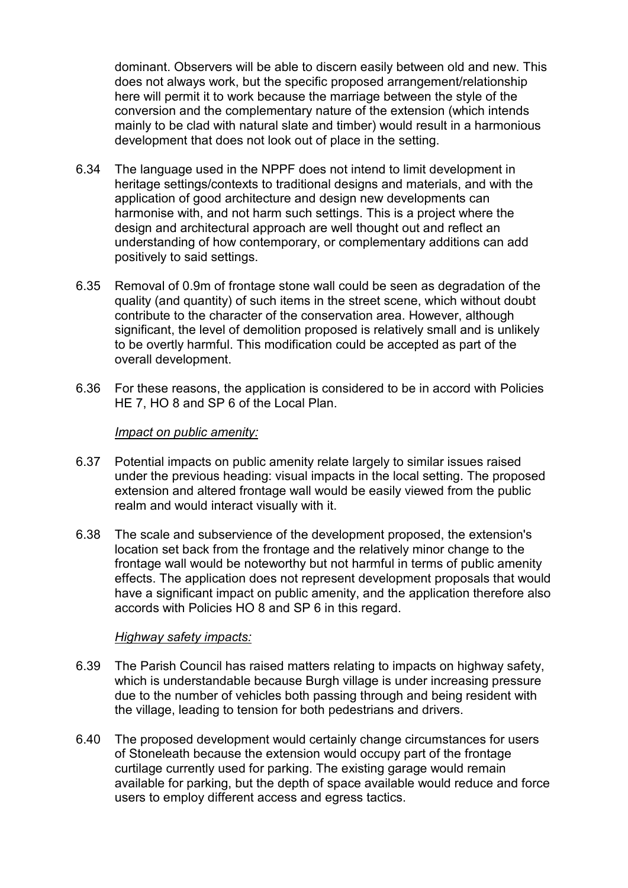dominant. Observers will be able to discern easily between old and new. This does not always work, but the specific proposed arrangement/relationship here will permit it to work because the marriage between the style of the conversion and the complementary nature of the extension (which intends mainly to be clad with natural slate and timber) would result in a harmonious development that does not look out of place in the setting.

6.34 The language used in the NPPF does not intend to limit development in heritage settings/contexts to traditional designs and materials, and with the application of good architecture and design new developments can harmonise with, and not harm such settings. This is a project where the design and architectural approach are well thought out and reflect an understanding of how contemporary, or complementary additions can add positively to said settings.

6.35 Removal of 0.9m of frontage stone wall could be seen as degradation of the quality (and quantity) of such items in the street scene, which without doubt contribute to the character of the conservation area. However, although significant, the level of demolition proposed is relatively small and is unlikely to be overtly harmful. This modification could be accepted as part of the overall development.

6.36 For these reasons, the application is considered to be in accord with Policies HE 7, HO 8 and SP 6 of the Local Plan.

*Impact on public amenity:*

6.37 Potential impacts on public amenity relate largely to similar issues raised under the previous heading: visual impacts in the local setting. The proposed extension and altered frontage wall would be easily viewed from the public realm and would interact visually with it.

6.38 The scale and subservience of the development proposed, the extension's location set back from the frontage and the relatively minor change to the frontage wall would be noteworthy but not harmful in terms of public amenity effects. The application does not represent development proposals that would have a significant impact on public amenity, and the application therefore also accords with Policies HO 8 and SP 6 in this regard.

*Highway safety impacts:*

6.39 The Parish Council has raised matters relating to impacts on highway safety, which is understandable because Burgh village is under increasing pressure due to the number of vehicles both passing through and being resident with the village, leading to tension for both pedestrians and drivers.

6.40 The proposed development would certainly change circumstances for users of Stoneleath because the extension would occupy part of the frontage curtilage currently used for parking. The existing garage would remain available for parking, but the depth of space available would reduce and force users to employ different access and egress tactics.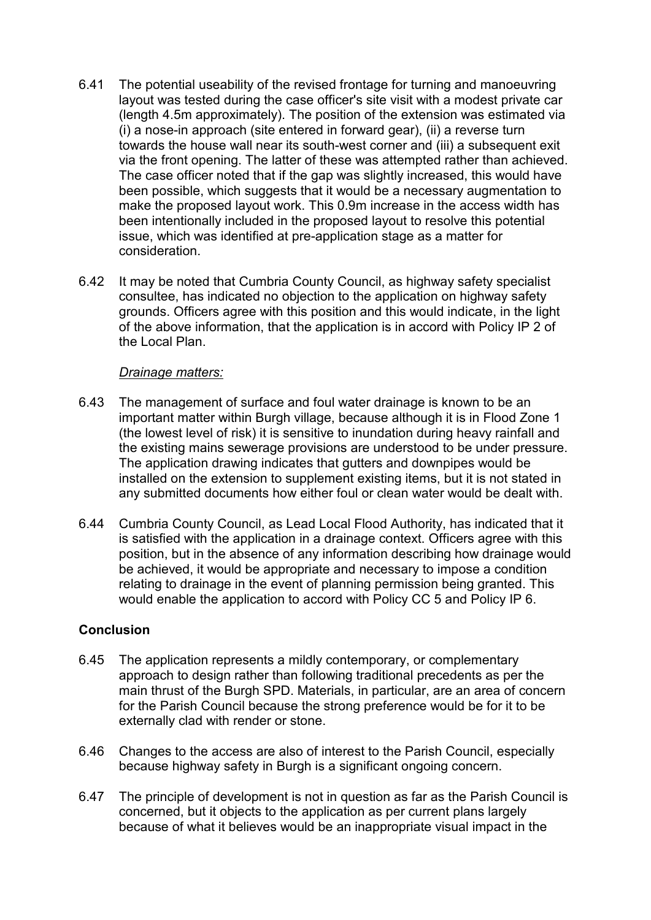6.41 The potential useability of the revised frontage for turning and manoeuvring layout was tested during the case officer's site visit with a modest private car (length 4.5m approximately). The position of the extension was estimated via (i) a nose-in approach (site entered in forward gear), (ii) a reverse turn towards the house wall near its south-west corner and (iii) a subsequent exit via the front opening. The latter of these was attempted rather than achieved. The case officer noted that if the gap was slightly increased, this would have been possible, which suggests that it would be a necessary augmentation to make the proposed layout work. This 0.9m increase in the access width has been intentionally included in the proposed layout to resolve this potential issue, which was identified at pre-application stage as a matter for consideration.

6.42 It may be noted that Cumbria County Council, as highway safety specialist consultee, has indicated no objection to the application on highway safety grounds. Officers agree with this position and this would indicate, in the light of the above information, that the application is in accord with Policy IP 2 of the Local Plan.

*Drainage matters:*

6.43 The management of surface and foul water drainage is known to be an important matter within Burgh village, because although it is in Flood Zone 1 (the lowest level of risk) it is sensitive to inundation during heavy rainfall and the existing mains sewerage provisions are understood to be under pressure. The application drawing indicates that gutters and downpipes would be installed on the extension to supplement existing items, but it is not stated in any submitted documents how either foul or clean water would be dealt with.

6.44 Cumbria County Council, as Lead Local Flood Authority, has indicated that it is satisfied with the application in a drainage context. Officers agree with this position, but in the absence of any information describing how drainage would be achieved, it would be appropriate and necessary to impose a condition relating to drainage in the event of planning permission being granted. This would enable the application to accord with Policy CC 5 and Policy IP 6.

**Conclusion**

6.45 The application represents a mildly contemporary, or complementary approach to design rather than following traditional precedents as per the main thrust of the Burgh SPD. Materials, in particular, are an area of concern for the Parish Council because the strong preference would be for it to be externally clad with render or stone.

6.46 Changes to the access are also of interest to the Parish Council, especially because highway safety in Burgh is a significant ongoing concern.

6.47 The principle of development is not in question as far as the Parish Council is concerned, but it objects to the application as per current plans largely because of what it believes would be an inappropriate visual impact in the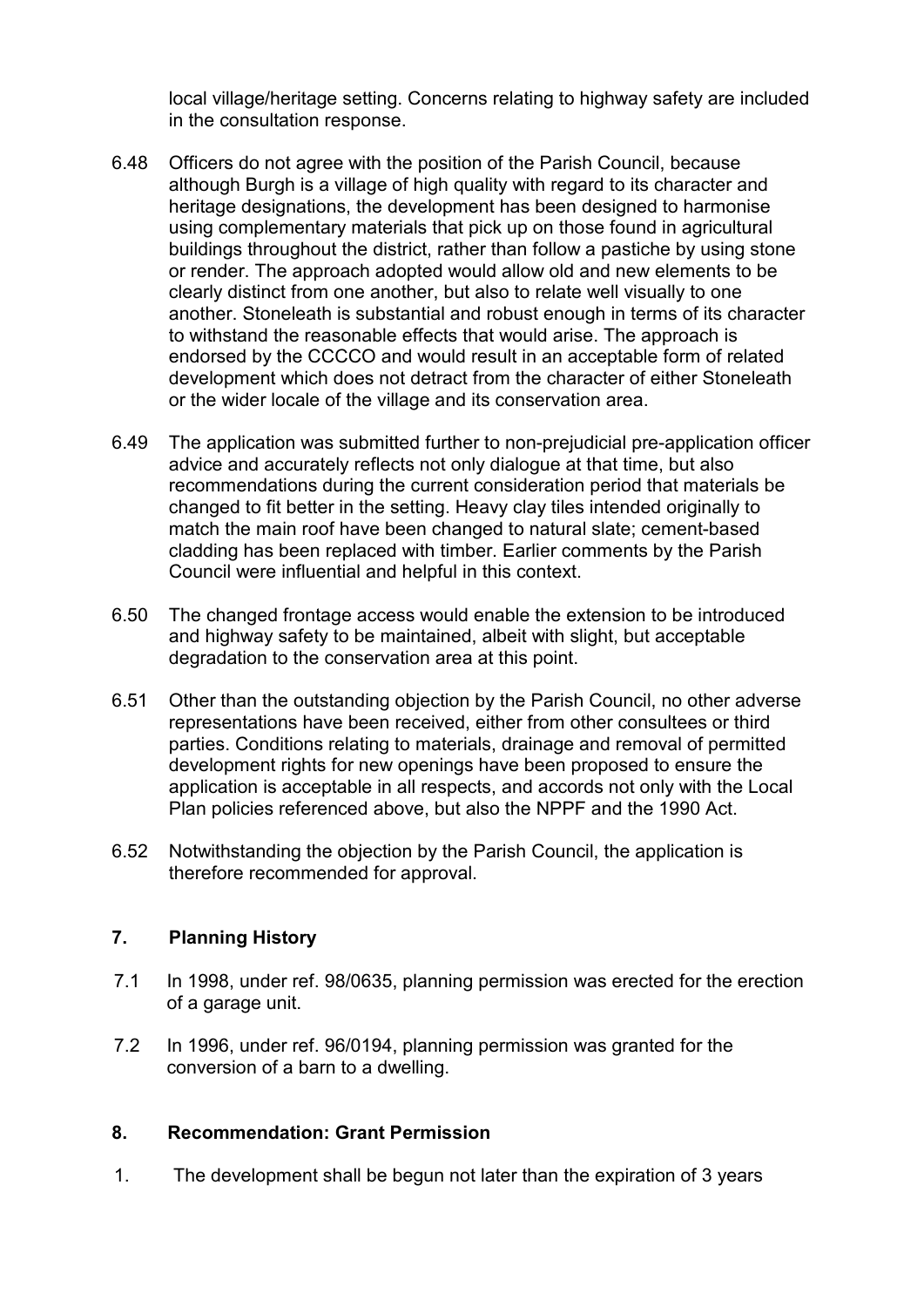local village/heritage setting. Concerns relating to highway safety are included in the consultation response.

6.48 Officers do not agree with the position of the Parish Council, because although Burgh is a village of high quality with regard to its character and heritage designations, the development has been designed to harmonise using complementary materials that pick up on those found in agricultural buildings throughout the district, rather than follow a pastiche by using stone or render. The approach adopted would allow old and new elements to be clearly distinct from one another, but also to relate well visually to one another. Stoneleath is substantial and robust enough in terms of its character to withstand the reasonable effects that would arise. The approach is endorsed by the CCCCO and would result in an acceptable form of related development which does not detract from the character of either Stoneleath or the wider locale of the village and its conservation area.

6.49 The application was submitted further to non-prejudicial pre-application officer advice and accurately reflects not only dialogue at that time, but also recommendations during the current consideration period that materials be changed to fit better in the setting. Heavy clay tiles intended originally to match the main roof have been changed to natural slate; cement-based cladding has been replaced with timber. Earlier comments by the Parish Council were influential and helpful in this context.

6.50 The changed frontage access would enable the extension to be introduced and highway safety to be maintained, albeit with slight, but acceptable degradation to the conservation area at this point.

6.51 Other than the outstanding objection by the Parish Council, no other adverse representations have been received, either from other consultees or third parties. Conditions relating to materials, drainage and removal of permitted development rights for new openings have been proposed to ensure the application is acceptable in all respects, and accords not only with the Local Plan policies referenced above, but also the NPPF and the 1990 Act.

6.52 Notwithstanding the objection by the Parish Council, the application is therefore recommended for approval.

## 7. Planning History

7.1 In 1998, under ref. 98/0635, planning permission was erected for the erection of a garage unit.

7.2 In 1996, under ref. 96/0194, planning permission was granted for the conversion of a barn to a dwelling.

## 8. Recommendation: Grant Permission

1. The development shall be begun not later than the expiration of 3 years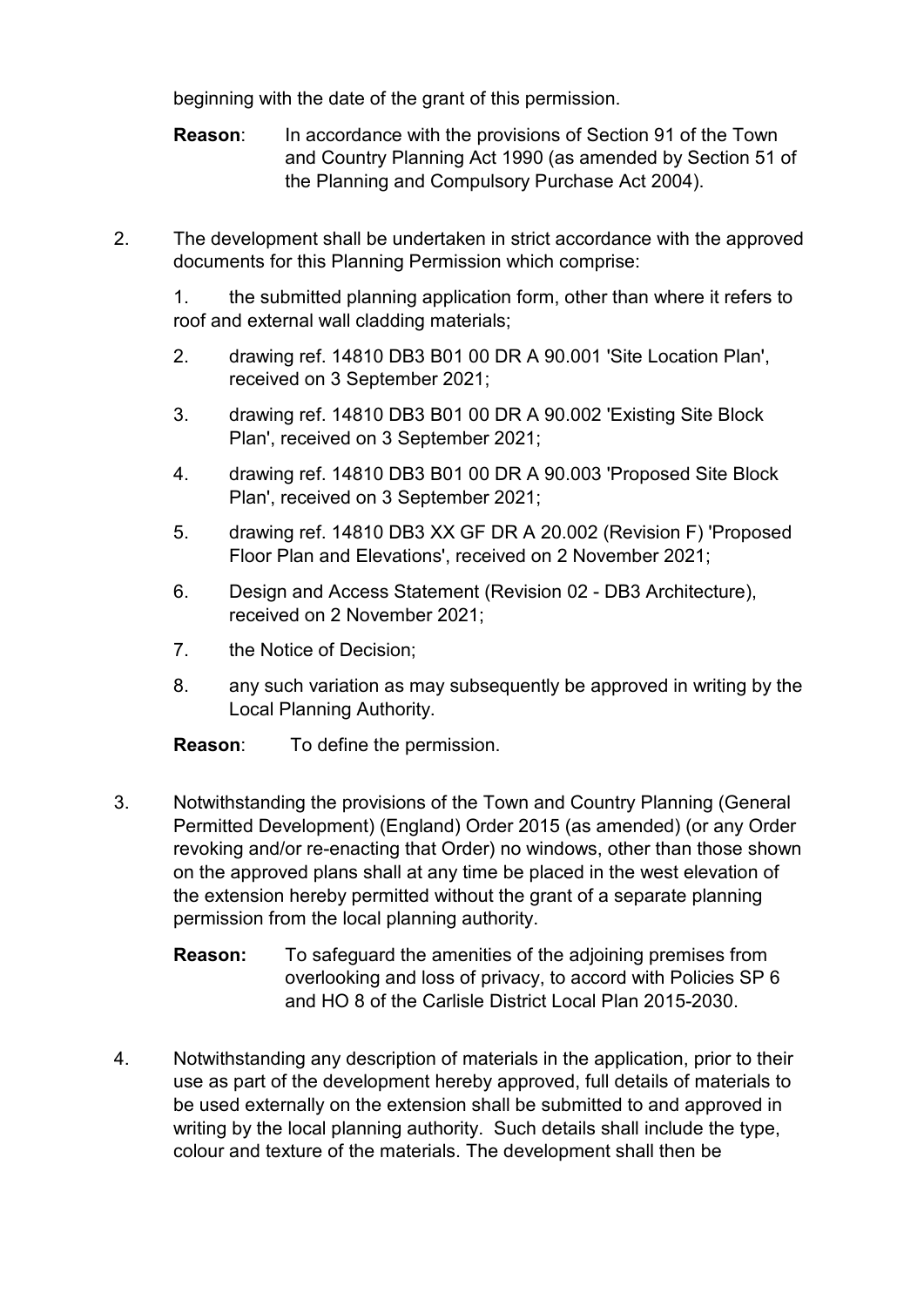beginning with the date of the grant of this permission.

**Reason**: In accordance with the provisions of Section 91 of the Town and Country Planning Act 1990 (as amended by Section 51 of the Planning and Compulsory Purchase Act 2004).

2. The development shall be undertaken in strict accordance with the approved documents for this Planning Permission which comprise:

   1. the submitted planning application form, other than where it refers to roof and external wall cladding materials;
   2. drawing ref. 14810 DB3 B01 00 DR A 90.001 'Site Location Plan', received on 3 September 2021;
   3. drawing ref. 14810 DB3 B01 00 DR A 90.002 'Existing Site Block Plan', received on 3 September 2021;
   4. drawing ref. 14810 DB3 B01 00 DR A 90.003 'Proposed Site Block Plan', received on 3 September 2021;
   5. drawing ref. 14810 DB3 XX GF DR A 20.002 (Revision F) 'Proposed Floor Plan and Elevations', received on 2 November 2021;
   6. Design and Access Statement (Revision 02 - DB3 Architecture), received on 2 November 2021;
   7. the Notice of Decision;
   8. any such variation as may subsequently be approved in writing by the Local Planning Authority.

   **Reason**: To define the permission.

3. Notwithstanding the provisions of the Town and Country Planning (General Permitted Development) (England) Order 2015 (as amended) (or any Order revoking and/or re-enacting that Order) no windows, other than those shown on the approved plans shall at any time be placed in the west elevation of the extension hereby permitted without the grant of a separate planning permission from the local planning authority.

   **Reason:** To safeguard the amenities of the adjoining premises from overlooking and loss of privacy, to accord with Policies SP 6 and HO 8 of the Carlisle District Local Plan 2015-2030.

4. Notwithstanding any description of materials in the application, prior to their use as part of the development hereby approved, full details of materials to be used externally on the extension shall be submitted to and approved in writing by the local planning authority. Such details shall include the type, colour and texture of the materials. The development shall then be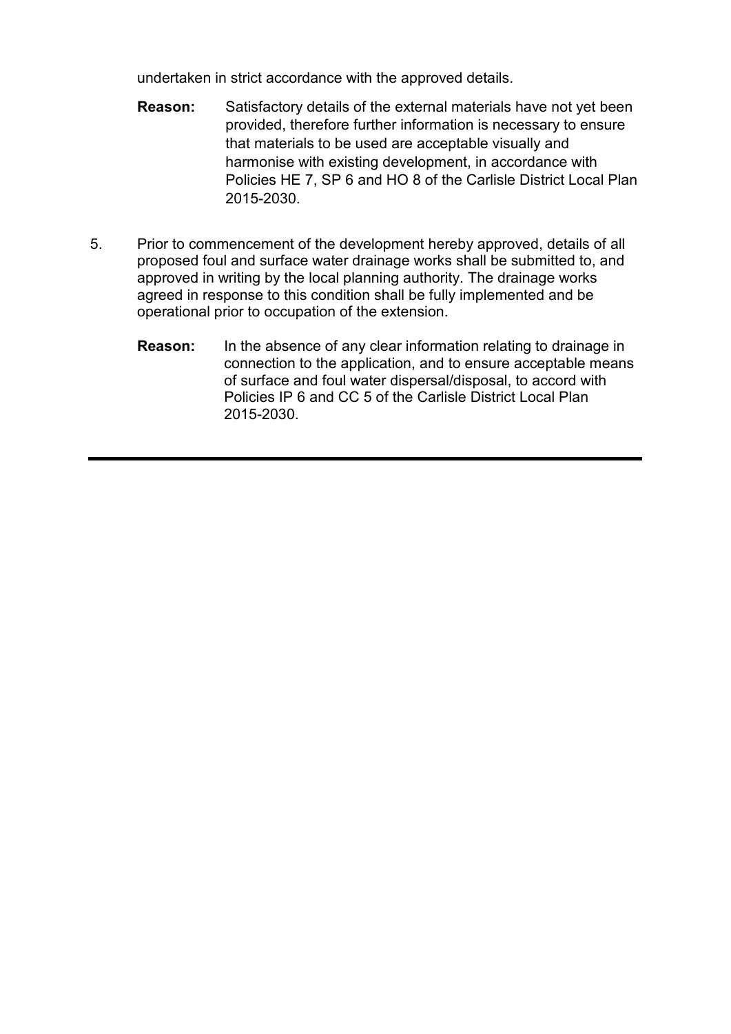undertaken in strict accordance with the approved details.

**Reason:** Satisfactory details of the external materials have not yet been provided, therefore further information is necessary to ensure that materials to be used are acceptable visually and harmonise with existing development, in accordance with Policies HE 7, SP 6 and HO 8 of the Carlisle District Local Plan 2015-2030.

5. Prior to commencement of the development hereby approved, details of all proposed foul and surface water drainage works shall be submitted to, and approved in writing by the local planning authority. The drainage works agreed in response to this condition shall be fully implemented and be operational prior to occupation of the extension.

   **Reason:** In the absence of any clear information relating to drainage in connection to the application, and to ensure acceptable means of surface and foul water dispersal/disposal, to accord with Policies IP 6 and CC 5 of the Carlisle District Local Plan 2015-2030.

---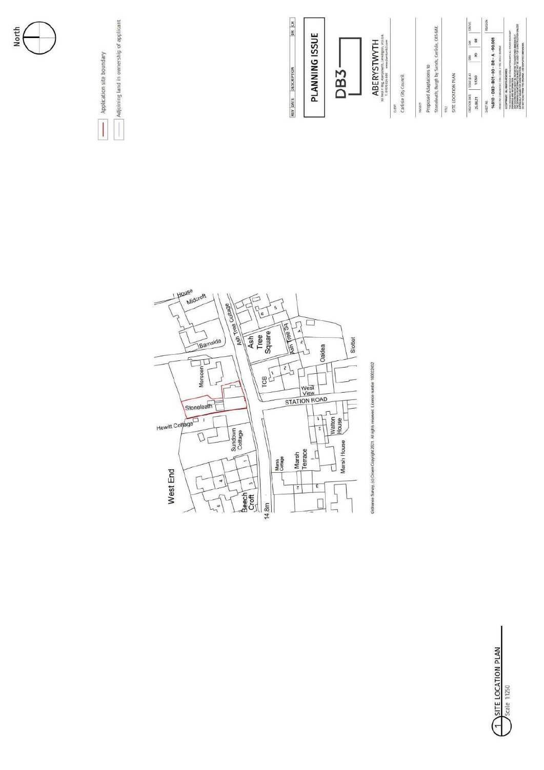North

Application site boundary

Adjoining land in ownership of applicant

| REV | DATE | DESCRIPTION | DR | CH |
|---|---|---|---|---|

PLANNING ISSUE

DB3

ABERYSTWYTH

CLIENT
Carlisle City Council

PROJECT
Proposed Adaptations to
Stonleath, Burgh by Sands, Carlisle, CA5 6AX

TITLE
SITE LOCATION PLAN

| CREATION DATE | SCALE @ A3 | DRN | CHK | STATUS |
|---|---|---|---|---|
| 26.08.21 | 1:1250 | RO | BE | |

| SHEET NO. | REVISION |
|---|---|
| 14810 - DB3 - B01 - 00 - DR - A - 90.001 | |

West End

Midcroft

House

Ash Tree Cottage

Barnside

Merscen

Stoneleath

Hewitt Cottage

Sundown Cottage

Beech Croft

14.8m

Ash Tree Square

Ash Tree Sq

TCB

Oaklea

Slottet

West View

STATION ROAD

Walton House

Marsh Cottage

Marsh Terrace

Marsh House

Ordnance Survey, (c) Crown Copyright 2021. All rights reserved. Licence number 100022432

## 1 SITE LOCATION PLAN

Scale 1:1250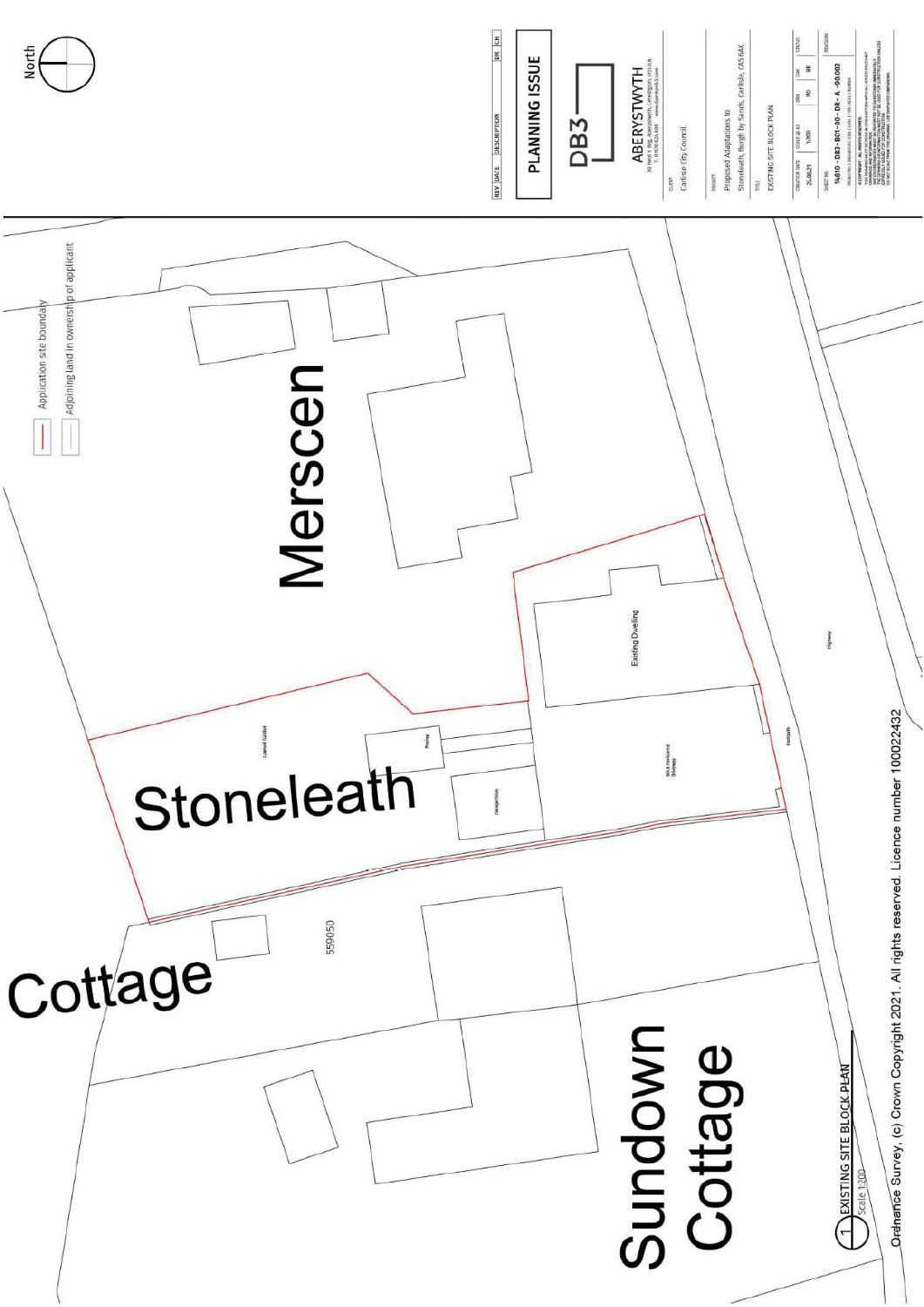North

| REV | DATE | DESCRIPTION | DR | CH |
| --- | --- | --- | --- | --- |

PLANNING ISSUE

DB3

ABERYSTWYTH

CLIENT
Carlisle City Council

PROJECT
Proposed Adaptations to
Stoneleath, Burgh by Sands, Carlisle, CA5 6AX

TITLE
EXISTING SITE BLOCK PLAN

| CREATION DATE | SCALE @ A3 | DRN | CHK | STATUS |
| --- | --- | --- | --- | --- |
| 25.08.21 | 1:200 | | | |

SHEET NO.
14810 - DB3 - B01 - 00 - DR - A - 90.002

Application site boundary

Adjoining land in ownership of applicant

Merscen

Existing Dwelling

Highway

Stoneleath

Lawned Garden

Paving

Garage/Store

Brick Paviored Driveway

Footpath

Cottage

559050

Sundown Cottage

1 EXISTING SITE BLOCK PLAN
Scale 1:200

Ordnance Survey, (c) Crown Copyright 2021. All rights reserved. Licence number 100022432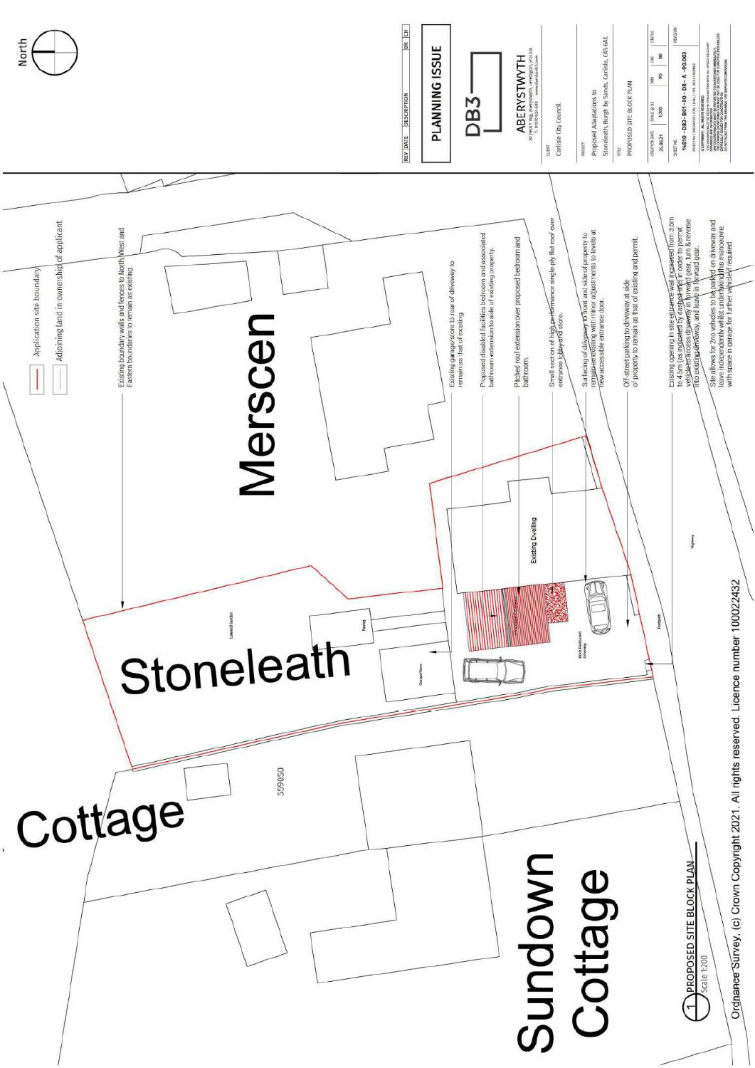North

Application site boundary

Adjoining land in ownership of applicant

Existing boundary walls and fences to North West and Eastern boundaries to remain as existing.

Existing garage/store to rear of driveway to remain as that of existing.

Proposed disabled facilities bedroom and associated bathroom extension to side of existing property.

Pitched roof extension over proposed bedroom and bathroom.

Small section of high performance single ply flat roof over entrance lobby and store.

Surfacing of driveway to front and side of property to remain as existing with minor adjustments to levels at new accessible entrance door.

Off-street parking to driveway at side of property to remain as that of existing and permit.

Existing opening in site entrance wall increased from 3.6m to 4.5m (as indicated by dashed line) in order to permit vehicle to access driveway in forward gear, turn & reverse into existing driveway, and leave in forward gear.

Site allows for 2no vehicles to be parked on driveway and leave independently whilst undertaking this manoeuvre, with space in garage for further vehicle if required.

Merscen

Stoneleath

Cottage

Sundown Cottage

Existing Dwelling

Lawned Garden

Paving

Garage/Store

Brick Paviored Driveway

Footpath

Highway

559050

1 PROPOSED SITE BLOCK PLAN
Scale 1:200

Ordnance Survey, (c) Crown Copyright 2021. All rights reserved. Licence number 100022432

| REV | DATE | DESCRIPTION | DR | CH |
|---|---|---|---|---|

PLANNING ISSUE

DB3

ABERYSTWYTH

CLIENT
Carlisle City Council.

PROJECT
Proposed Adaptations to
Stoneleath, Burgh by Sands, Carlisle, CA5 6AX.

TITLE
PROPOSED SITE BLOCK PLAN

| CREATION DATE | SCALE @ A3 | DRN | CHK | STATUS |
|---|---|---|---|---|
| 26.08.21 | 1:200 | RO | BR | |

SHEET NO.
14810 - DB3 - B01 - 00 - DR - A - 90.003

REVISION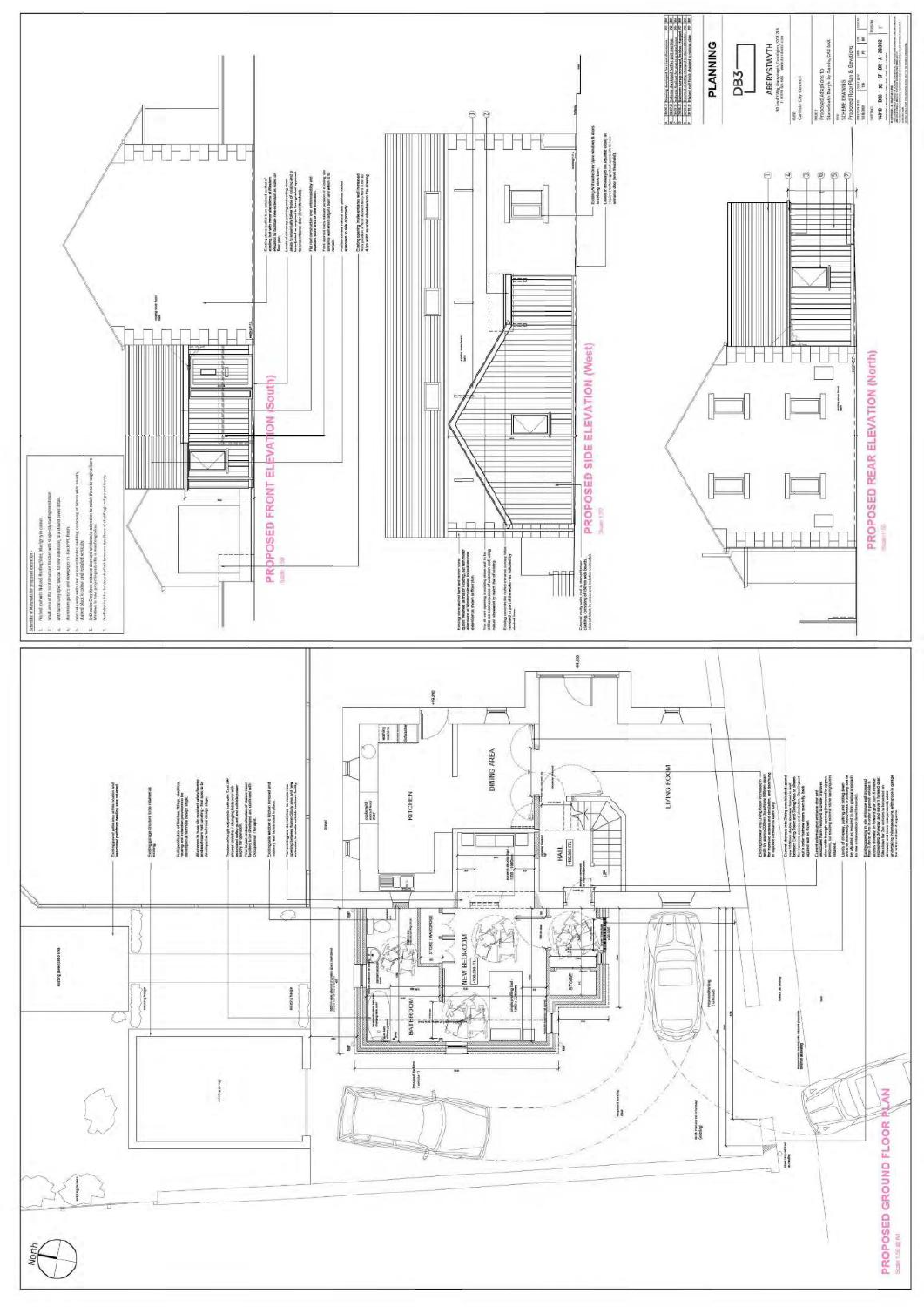PROPOSED GROUND FLOOR PLAN

Scale 1:50 @ A1

North

KITCHEN

DINING AREA

LIVING ROOM

HALL

NEW BEDROOM

BATHROOM

STORE

PROPOSED FRONT ELEVATION (South)

PROPOSED SIDE ELEVATION (West)

PROPOSED REAR ELEVATION (North)

PLANNING

DB3

ABERYSTWYTH

CLIENT
Carlisle City Council

PROJECT
Proposed Alterations to

DRAWING
Proposed Floor Plan & Elevations